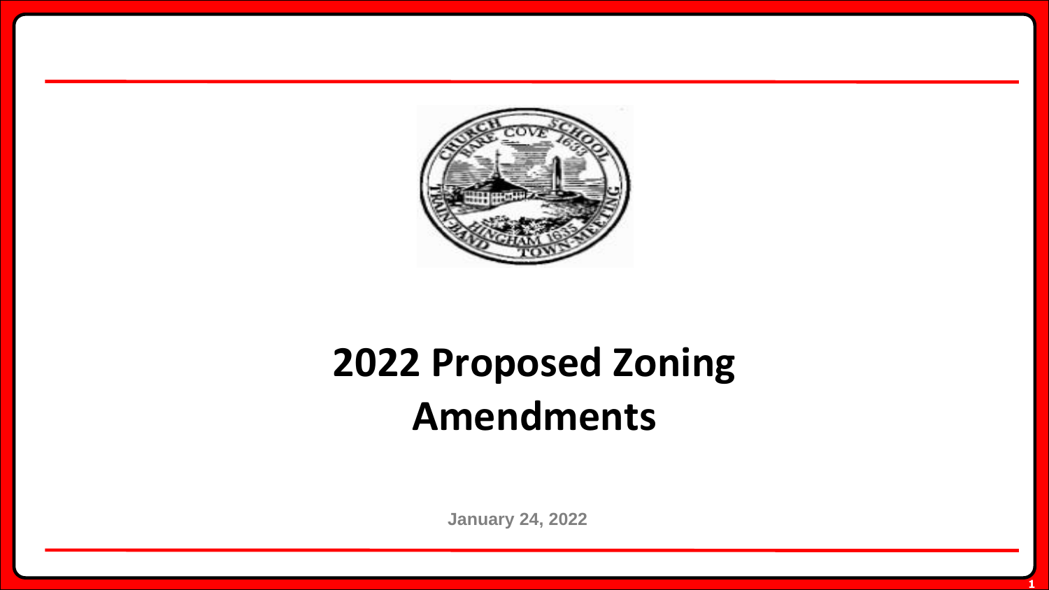# 2022 Proposed Zoning Amendments

January 24, 2022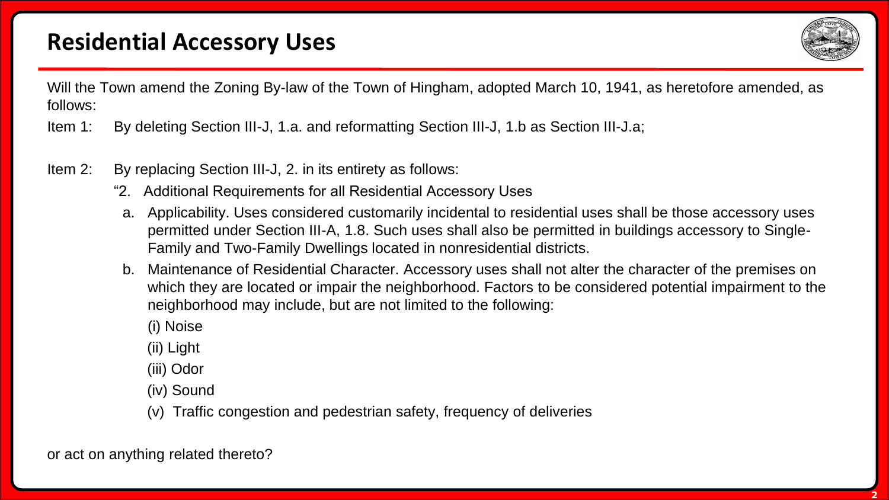# Residential Accessory Uses

Will the Town amend the Zoning By-law of the Town of Hingham, adopted March 10, 1941, as heretofore amended, as follows:

Item 1: By deleting Section III-J, 1.a. and reformatting Section III-J, 1.b as Section III-J.a;

Item 2: By replacing Section III-J, 2. in its entirety as follows:

"2. Additional Requirements for all Residential Accessory Uses

a. Applicability. Uses considered customarily incidental to residential uses shall be those accessory uses permitted under Section III-A, 1.8. Such uses shall also be permitted in buildings accessory to Single-Family and Two-Family Dwellings located in nonresidential districts.

b. Maintenance of Residential Character. Accessory uses shall not alter the character of the premises on which they are located or impair the neighborhood. Factors to be considered potential impairment to the neighborhood may include, but are not limited to the following:

(i) Noise

(ii) Light

(iii) Odor

(iv) Sound

(v) Traffic congestion and pedestrian safety, frequency of deliveries

or act on anything related thereto?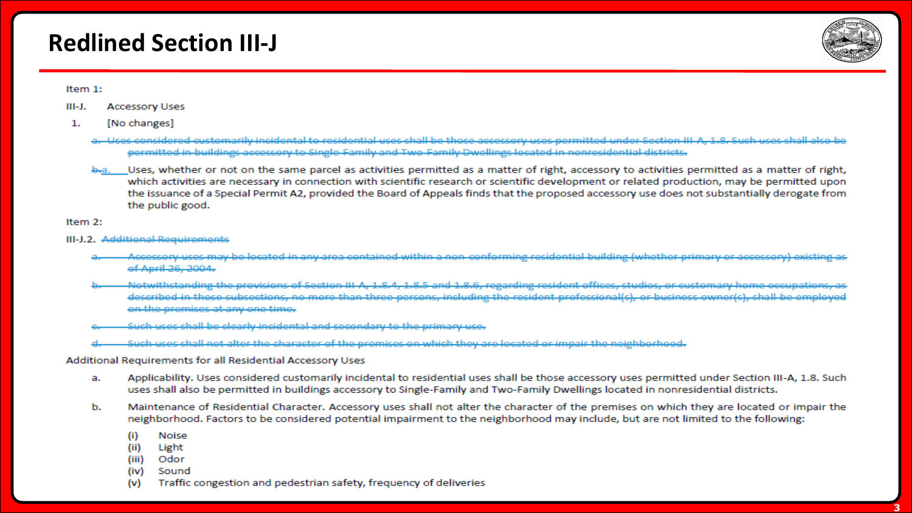# Redlined Section III-J

Item 1:

III-J. Accessory Uses

1. [No changes]

~~a. Uses considered customarily incidental to residential uses shall be those accessory uses permitted under Section III-A, 1.8. Such uses shall also be permitted in buildings accessory to Single-Family and Two-Family Dwellings located in nonresidential districts.~~

~~b.~~a. Uses, whether or not on the same parcel as activities permitted as a matter of right, accessory to activities permitted as a matter of right, which activities are necessary in connection with scientific research or scientific development or related production, may be permitted upon the issuance of a Special Permit A2, provided the Board of Appeals finds that the proposed accessory use does not substantially derogate from the public good.

Item 2:

III-J.2. ~~Additional Requirements~~

~~a. Accessory uses may be located in any area contained within a non-conforming residential building (whether primary or accessory) existing as of April 26, 2004.~~

~~b. Notwithstanding the provisions of Section III-A, 1.8.4, 1.8.5 and 1.8.6, regarding resident offices, studios, or customary home occupations, as described in those subsections, no more than three persons, including the resident professional(s), or business owner(s), shall be employed on the premises at any one time.~~

~~c. Such uses shall be clearly incidental and secondary to the primary use.~~

~~d. Such uses shall not alter the character of the premises on which they are located or impair the neighborhood.~~

Additional Requirements for all Residential Accessory Uses

a. Applicability. Uses considered customarily incidental to residential uses shall be those accessory uses permitted under Section III-A, 1.8. Such uses shall also be permitted in buildings accessory to Single-Family and Two-Family Dwellings located in nonresidential districts.

b. Maintenance of Residential Character. Accessory uses shall not alter the character of the premises on which they are located or impair the neighborhood. Factors to be considered potential impairment to the neighborhood may include, but are not limited to the following:

- (i) Noise
- (ii) Light
- (iii) Odor
- (iv) Sound
- (v) Traffic congestion and pedestrian safety, frequency of deliveries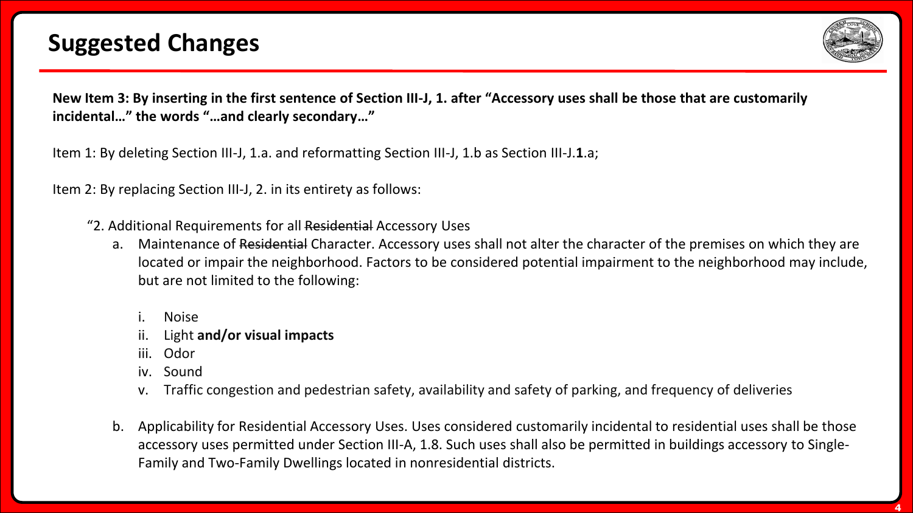## Suggested Changes

**New Item 3: By inserting in the first sentence of Section III-J, 1. after "Accessory uses shall be those that are customarily incidental…" the words "…and clearly secondary…"**

Item 1: By deleting Section III-J, 1.a. and reformatting Section III-J, 1.b as Section III-J.**1**.a;

Item 2: By replacing Section III-J, 2. in its entirety as follows:

"2. Additional Requirements for all ~~Residential~~ Accessory Uses

a. Maintenance of ~~Residential~~ Character. Accessory uses shall not alter the character of the premises on which they are located or impair the neighborhood. Factors to be considered potential impairment to the neighborhood may include, but are not limited to the following:

   i. Noise
   ii. Light **and/or visual impacts**
   iii. Odor
   iv. Sound
   v. Traffic congestion and pedestrian safety, availability and safety of parking, and frequency of deliveries

b. Applicability for Residential Accessory Uses. Uses considered customarily incidental to residential uses shall be those accessory uses permitted under Section III-A, 1.8. Such uses shall also be permitted in buildings accessory to Single-Family and Two-Family Dwellings located in nonresidential districts.